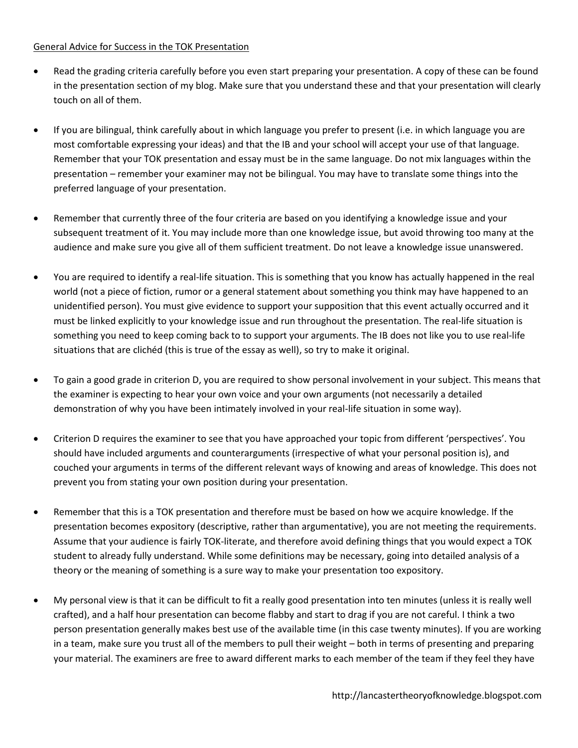General Advice for Success in the TOK Presentation

- Read the grading criteria carefully before you even start preparing your presentation. A copy of these can be found in the presentation section of my blog. Make sure that you understand these and that your presentation will clearly touch on all of them.

- If you are bilingual, think carefully about in which language you prefer to present (i.e. in which language you are most comfortable expressing your ideas) and that the IB and your school will accept your use of that language. Remember that your TOK presentation and essay must be in the same language. Do not mix languages within the presentation – remember your examiner may not be bilingual. You may have to translate some things into the preferred language of your presentation.

- Remember that currently three of the four criteria are based on you identifying a knowledge issue and your subsequent treatment of it. You may include more than one knowledge issue, but avoid throwing too many at the audience and make sure you give all of them sufficient treatment. Do not leave a knowledge issue unanswered.

- You are required to identify a real-life situation. This is something that you know has actually happened in the real world (not a piece of fiction, rumor or a general statement about something you think may have happened to an unidentified person). You must give evidence to support your supposition that this event actually occurred and it must be linked explicitly to your knowledge issue and run throughout the presentation. The real-life situation is something you need to keep coming back to to support your arguments. The IB does not like you to use real-life situations that are clichéd (this is true of the essay as well), so try to make it original.

- To gain a good grade in criterion D, you are required to show personal involvement in your subject. This means that the examiner is expecting to hear your own voice and your own arguments (not necessarily a detailed demonstration of why you have been intimately involved in your real-life situation in some way).

- Criterion D requires the examiner to see that you have approached your topic from different 'perspectives'. You should have included arguments and counterarguments (irrespective of what your personal position is), and couched your arguments in terms of the different relevant ways of knowing and areas of knowledge. This does not prevent you from stating your own position during your presentation.

- Remember that this is a TOK presentation and therefore must be based on how we acquire knowledge. If the presentation becomes expository (descriptive, rather than argumentative), you are not meeting the requirements. Assume that your audience is fairly TOK-literate, and therefore avoid defining things that you would expect a TOK student to already fully understand. While some definitions may be necessary, going into detailed analysis of a theory or the meaning of something is a sure way to make your presentation too expository.

- My personal view is that it can be difficult to fit a really good presentation into ten minutes (unless it is really well crafted), and a half hour presentation can become flabby and start to drag if you are not careful. I think a two person presentation generally makes best use of the available time (in this case twenty minutes). If you are working in a team, make sure you trust all of the members to pull their weight – both in terms of presenting and preparing your material. The examiners are free to award different marks to each member of the team if they feel they have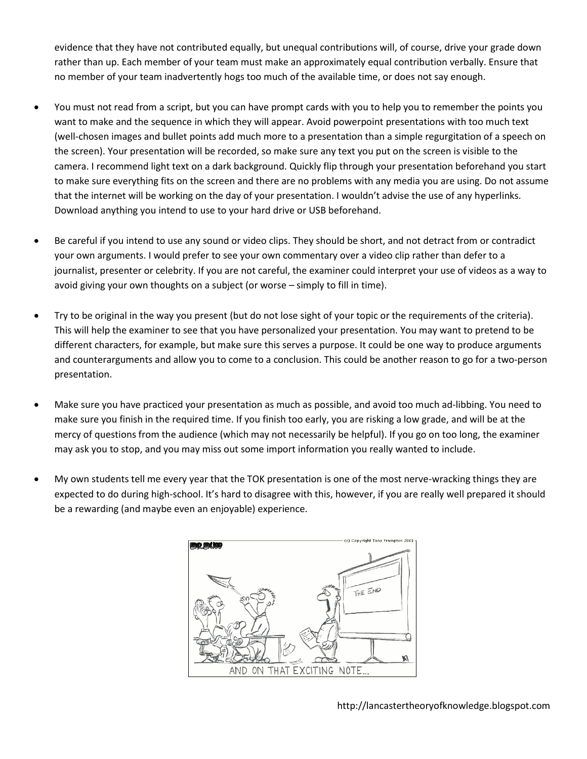evidence that they have not contributed equally, but unequal contributions will, of course, drive your grade down rather than up. Each member of your team must make an approximately equal contribution verbally. Ensure that no member of your team inadvertently hogs too much of the available time, or does not say enough.

- You must not read from a script, but you can have prompt cards with you to help you to remember the points you want to make and the sequence in which they will appear. Avoid powerpoint presentations with too much text (well-chosen images and bullet points add much more to a presentation than a simple regurgitation of a speech on the screen). Your presentation will be recorded, so make sure any text you put on the screen is visible to the camera. I recommend light text on a dark background. Quickly flip through your presentation beforehand you start to make sure everything fits on the screen and there are no problems with any media you are using. Do not assume that the internet will be working on the day of your presentation. I wouldn't advise the use of any hyperlinks. Download anything you intend to use to your hard drive or USB beforehand.

- Be careful if you intend to use any sound or video clips. They should be short, and not detract from or contradict your own arguments. I would prefer to see your own commentary over a video clip rather than defer to a journalist, presenter or celebrity. If you are not careful, the examiner could interpret your use of videos as a way to avoid giving your own thoughts on a subject (or worse – simply to fill in time).

- Try to be original in the way you present (but do not lose sight of your topic or the requirements of the criteria). This will help the examiner to see that you have personalized your presentation. You may want to pretend to be different characters, for example, but make sure this serves a purpose. It could be one way to produce arguments and counterarguments and allow you to come to a conclusion. This could be another reason to go for a two-person presentation.

- Make sure you have practiced your presentation as much as possible, and avoid too much ad-libbing. You need to make sure you finish in the required time. If you finish too early, you are risking a low grade, and will be at the mercy of questions from the audience (which may not necessarily be helpful). If you go on too long, the examiner may ask you to stop, and you may miss out some import information you really wanted to include.

- My own students tell me every year that the TOK presentation is one of the most nerve-wracking things they are expected to do during high-school. It's hard to disagree with this, however, if you are really well prepared it should be a rewarding (and maybe even an enjoyable) experience.

AND ON THAT EXCITING NOTE...

http://lancastertheoryofknowledge.blogspot.com